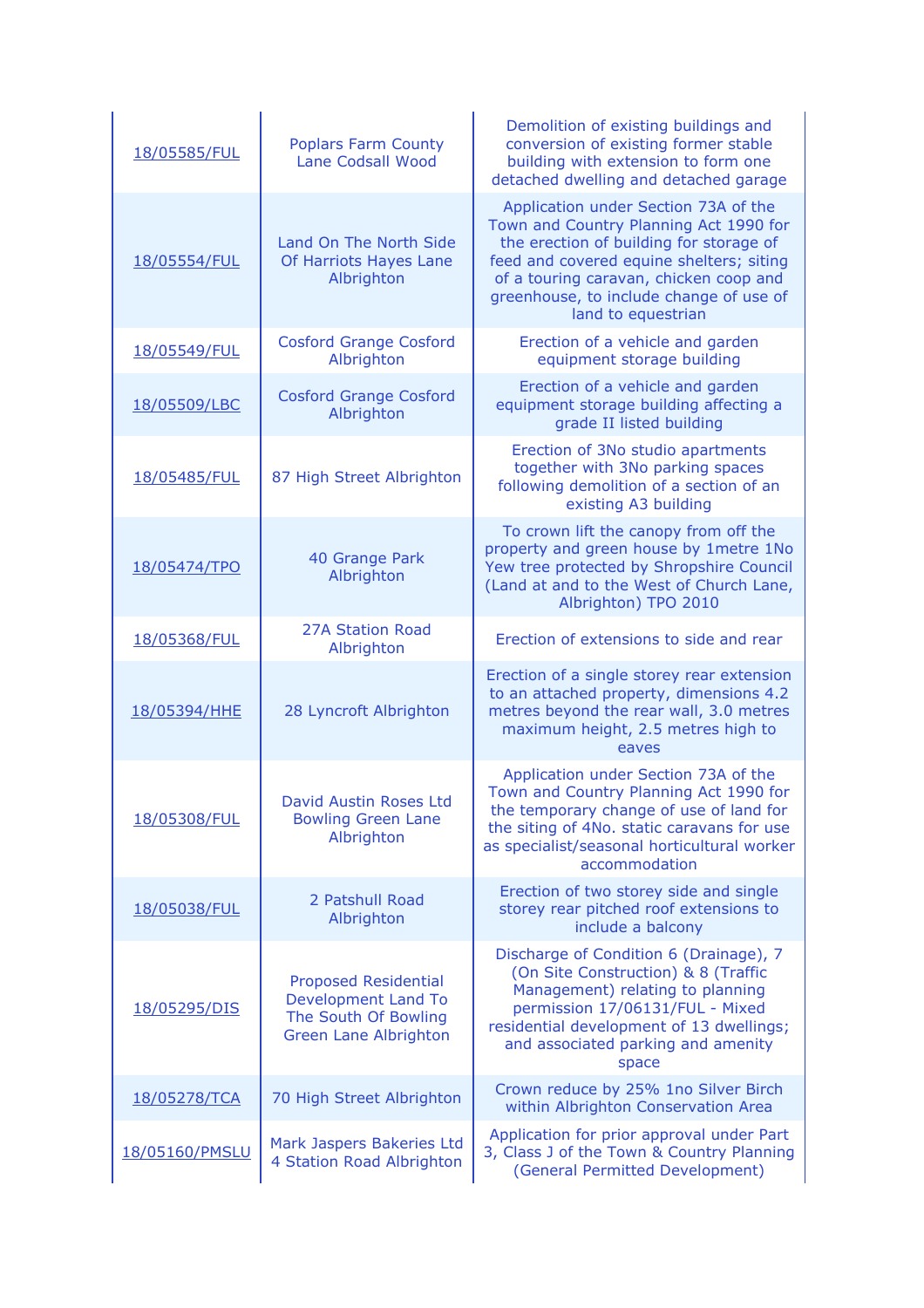| | | |
|---|---|---|
| 18/05585/FUL | Poplars Farm County Lane Codsall Wood | Demolition of existing buildings and conversion of existing former stable building with extension to form one detached dwelling and detached garage |
| 18/05554/FUL | Land On The North Side Of Harriots Hayes Lane Albrighton | Application under Section 73A of the Town and Country Planning Act 1990 for the erection of building for storage of feed and covered equine shelters; siting of a touring caravan, chicken coop and greenhouse, to include change of use of land to equestrian |
| 18/05549/FUL | Cosford Grange Cosford Albrighton | Erection of a vehicle and garden equipment storage building |
| 18/05509/LBC | Cosford Grange Cosford Albrighton | Erection of a vehicle and garden equipment storage building affecting a grade II listed building |
| 18/05485/FUL | 87 High Street Albrighton | Erection of 3No studio apartments together with 3No parking spaces following demolition of a section of an existing A3 building |
| 18/05474/TPO | 40 Grange Park Albrighton | To crown lift the canopy from off the property and green house by 1metre 1No Yew tree protected by Shropshire Council (Land at and to the West of Church Lane, Albrighton) TPO 2010 |
| 18/05368/FUL | 27A Station Road Albrighton | Erection of extensions to side and rear |
| 18/05394/HHE | 28 Lyncroft Albrighton | Erection of a single storey rear extension to an attached property, dimensions 4.2 metres beyond the rear wall, 3.0 metres maximum height, 2.5 metres high to eaves |
| 18/05308/FUL | David Austin Roses Ltd Bowling Green Lane Albrighton | Application under Section 73A of the Town and Country Planning Act 1990 for the temporary change of use of land for the siting of 4No. static caravans for use as specialist/seasonal horticultural worker accommodation |
| 18/05038/FUL | 2 Patshull Road Albrighton | Erection of two storey side and single storey rear pitched roof extensions to include a balcony |
| 18/05295/DIS | Proposed Residential Development Land To The South Of Bowling Green Lane Albrighton | Discharge of Condition 6 (Drainage), 7 (On Site Construction) & 8 (Traffic Management) relating to planning permission 17/06131/FUL - Mixed residential development of 13 dwellings; and associated parking and amenity space |
| 18/05278/TCA | 70 High Street Albrighton | Crown reduce by 25% 1no Silver Birch within Albrighton Conservation Area |
| 18/05160/PMSLU | Mark Jaspers Bakeries Ltd 4 Station Road Albrighton | Application for prior approval under Part 3, Class J of the Town & Country Planning (General Permitted Development) |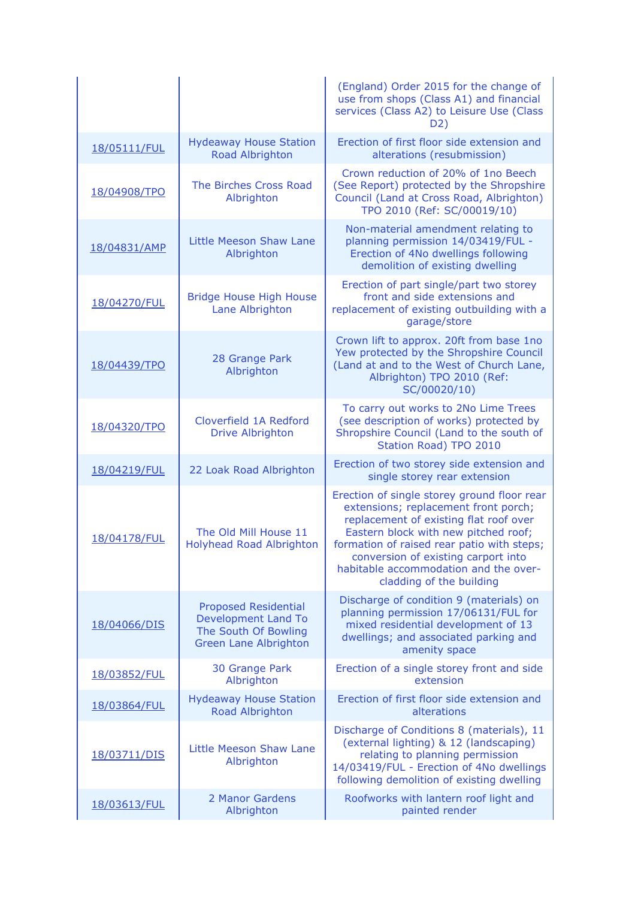| | | |
|---|---|---|
| | | (England) Order 2015 for the change of use from shops (Class A1) and financial services (Class A2) to Leisure Use (Class D2) |
| 18/05111/FUL | Hydeaway House Station Road Albrighton | Erection of first floor side extension and alterations (resubmission) |
| 18/04908/TPO | The Birches Cross Road Albrighton | Crown reduction of 20% of 1no Beech (See Report) protected by the Shropshire Council (Land at Cross Road, Albrighton) TPO 2010 (Ref: SC/00019/10) |
| 18/04831/AMP | Little Meeson Shaw Lane Albrighton | Non-material amendment relating to planning permission 14/03419/FUL - Erection of 4No dwellings following demolition of existing dwelling |
| 18/04270/FUL | Bridge House High House Lane Albrighton | Erection of part single/part two storey front and side extensions and replacement of existing outbuilding with a garage/store |
| 18/04439/TPO | 28 Grange Park Albrighton | Crown lift to approx. 20ft from base 1no Yew protected by the Shropshire Council (Land at and to the West of Church Lane, Albrighton) TPO 2010 (Ref: SC/00020/10) |
| 18/04320/TPO | Cloverfield 1A Redford Drive Albrighton | To carry out works to 2No Lime Trees (see description of works) protected by Shropshire Council (Land to the south of Station Road) TPO 2010 |
| 18/04219/FUL | 22 Loak Road Albrighton | Erection of two storey side extension and single storey rear extension |
| 18/04178/FUL | The Old Mill House 11 Holyhead Road Albrighton | Erection of single storey ground floor rear extensions; replacement front porch; replacement of existing flat roof over Eastern block with new pitched roof; formation of raised rear patio with steps; conversion of existing carport into habitable accommodation and the over-cladding of the building |
| 18/04066/DIS | Proposed Residential Development Land To The South Of Bowling Green Lane Albrighton | Discharge of condition 9 (materials) on planning permission 17/06131/FUL for mixed residential development of 13 dwellings; and associated parking and amenity space |
| 18/03852/FUL | 30 Grange Park Albrighton | Erection of a single storey front and side extension |
| 18/03864/FUL | Hydeaway House Station Road Albrighton | Erection of first floor side extension and alterations |
| 18/03711/DIS | Little Meeson Shaw Lane Albrighton | Discharge of Conditions 8 (materials), 11 (external lighting) & 12 (landscaping) relating to planning permission 14/03419/FUL - Erection of 4No dwellings following demolition of existing dwelling |
| 18/03613/FUL | 2 Manor Gardens Albrighton | Roofworks with lantern roof light and painted render |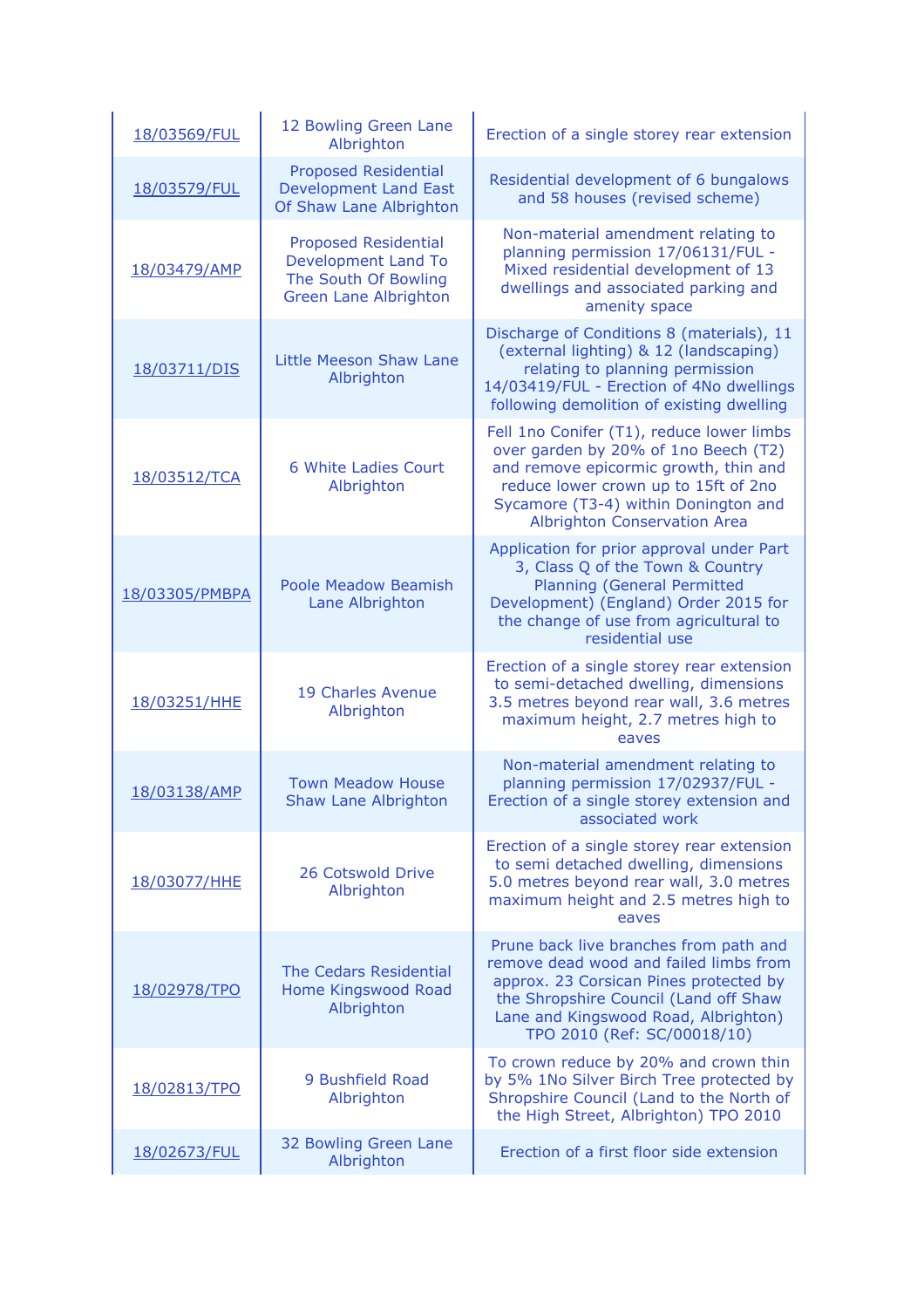| 18/03569/FUL | 12 Bowling Green Lane Albrighton | Erection of a single storey rear extension |
|---|---|---|
| 18/03579/FUL | Proposed Residential Development Land East Of Shaw Lane Albrighton | Residential development of 6 bungalows and 58 houses (revised scheme) |
| 18/03479/AMP | Proposed Residential Development Land To The South Of Bowling Green Lane Albrighton | Non-material amendment relating to planning permission 17/06131/FUL - Mixed residential development of 13 dwellings and associated parking and amenity space |
| 18/03711/DIS | Little Meeson Shaw Lane Albrighton | Discharge of Conditions 8 (materials), 11 (external lighting) & 12 (landscaping) relating to planning permission 14/03419/FUL - Erection of 4No dwellings following demolition of existing dwelling |
| 18/03512/TCA | 6 White Ladies Court Albrighton | Fell 1no Conifer (T1), reduce lower limbs over garden by 20% of 1no Beech (T2) and remove epicormic growth, thin and reduce lower crown up to 15ft of 2no Sycamore (T3-4) within Donington and Albrighton Conservation Area |
| 18/03305/PMBPA | Poole Meadow Beamish Lane Albrighton | Application for prior approval under Part 3, Class Q of the Town & Country Planning (General Permitted Development) (England) Order 2015 for the change of use from agricultural to residential use |
| 18/03251/HHE | 19 Charles Avenue Albrighton | Erection of a single storey rear extension to semi-detached dwelling, dimensions 3.5 metres beyond rear wall, 3.6 metres maximum height, 2.7 metres high to eaves |
| 18/03138/AMP | Town Meadow House Shaw Lane Albrighton | Non-material amendment relating to planning permission 17/02937/FUL - Erection of a single storey extension and associated work |
| 18/03077/HHE | 26 Cotswold Drive Albrighton | Erection of a single storey rear extension to semi detached dwelling, dimensions 5.0 metres beyond rear wall, 3.0 metres maximum height and 2.5 metres high to eaves |
| 18/02978/TPO | The Cedars Residential Home Kingswood Road Albrighton | Prune back live branches from path and remove dead wood and failed limbs from approx. 23 Corsican Pines protected by the Shropshire Council (Land off Shaw Lane and Kingswood Road, Albrighton) TPO 2010 (Ref: SC/00018/10) |
| 18/02813/TPO | 9 Bushfield Road Albrighton | To crown reduce by 20% and crown thin by 5% 1No Silver Birch Tree protected by Shropshire Council (Land to the North of the High Street, Albrighton) TPO 2010 |
| 18/02673/FUL | 32 Bowling Green Lane Albrighton | Erection of a first floor side extension |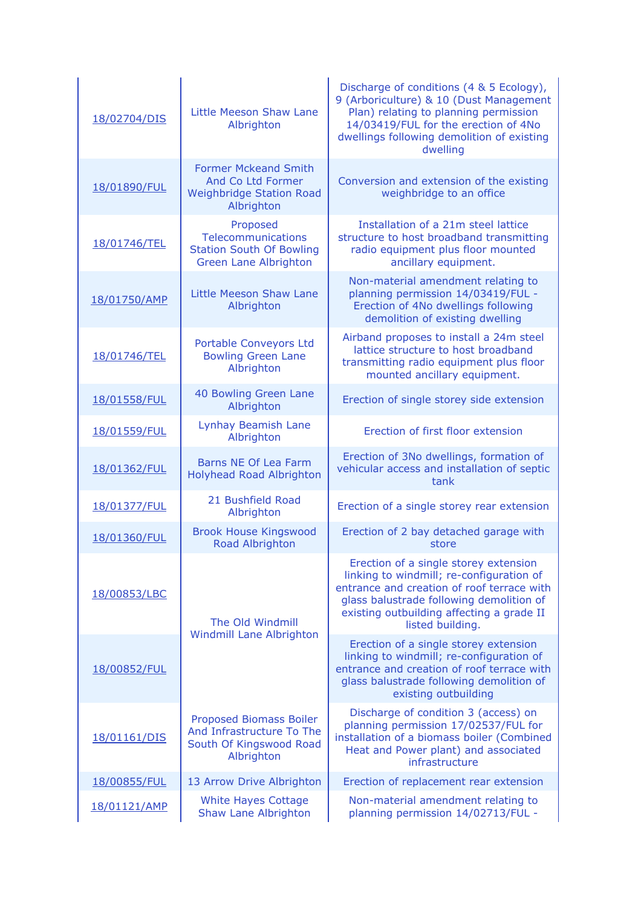| | | |
|---|---|---|
| 18/02704/DIS | Little Meeson Shaw Lane Albrighton | Discharge of conditions (4 & 5 Ecology), 9 (Arboriculture) & 10 (Dust Management Plan) relating to planning permission 14/03419/FUL for the erection of 4No dwellings following demolition of existing dwelling |
| 18/01890/FUL | Former Mckeand Smith And Co Ltd Former Weighbridge Station Road Albrighton | Conversion and extension of the existing weighbridge to an office |
| 18/01746/TEL | Proposed Telecommunications Station South Of Bowling Green Lane Albrighton | Installation of a 21m steel lattice structure to host broadband transmitting radio equipment plus floor mounted ancillary equipment. |
| 18/01750/AMP | Little Meeson Shaw Lane Albrighton | Non-material amendment relating to planning permission 14/03419/FUL - Erection of 4No dwellings following demolition of existing dwelling |
| 18/01746/TEL | Portable Conveyors Ltd Bowling Green Lane Albrighton | Airband proposes to install a 24m steel lattice structure to host broadband transmitting radio equipment plus floor mounted ancillary equipment. |
| 18/01558/FUL | 40 Bowling Green Lane Albrighton | Erection of single storey side extension |
| 18/01559/FUL | Lynhay Beamish Lane Albrighton | Erection of first floor extension |
| 18/01362/FUL | Barns NE Of Lea Farm Holyhead Road Albrighton | Erection of 3No dwellings, formation of vehicular access and installation of septic tank |
| 18/01377/FUL | 21 Bushfield Road Albrighton | Erection of a single storey rear extension |
| 18/01360/FUL | Brook House Kingswood Road Albrighton | Erection of 2 bay detached garage with store |
| 18/00853/LBC | The Old Windmill Windmill Lane Albrighton | Erection of a single storey extension linking to windmill; re-configuration of entrance and creation of roof terrace with glass balustrade following demolition of existing outbuilding affecting a grade II listed building. |
| 18/00852/FUL | The Old Windmill Windmill Lane Albrighton | Erection of a single storey extension linking to windmill; re-configuration of entrance and creation of roof terrace with glass balustrade following demolition of existing outbuilding |
| 18/01161/DIS | Proposed Biomass Boiler And Infrastructure To The South Of Kingswood Road Albrighton | Discharge of condition 3 (access) on planning permission 17/02537/FUL for installation of a biomass boiler (Combined Heat and Power plant) and associated infrastructure |
| 18/00855/FUL | 13 Arrow Drive Albrighton | Erection of replacement rear extension |
| 18/01121/AMP | White Hayes Cottage Shaw Lane Albrighton | Non-material amendment relating to planning permission 14/02713/FUL - |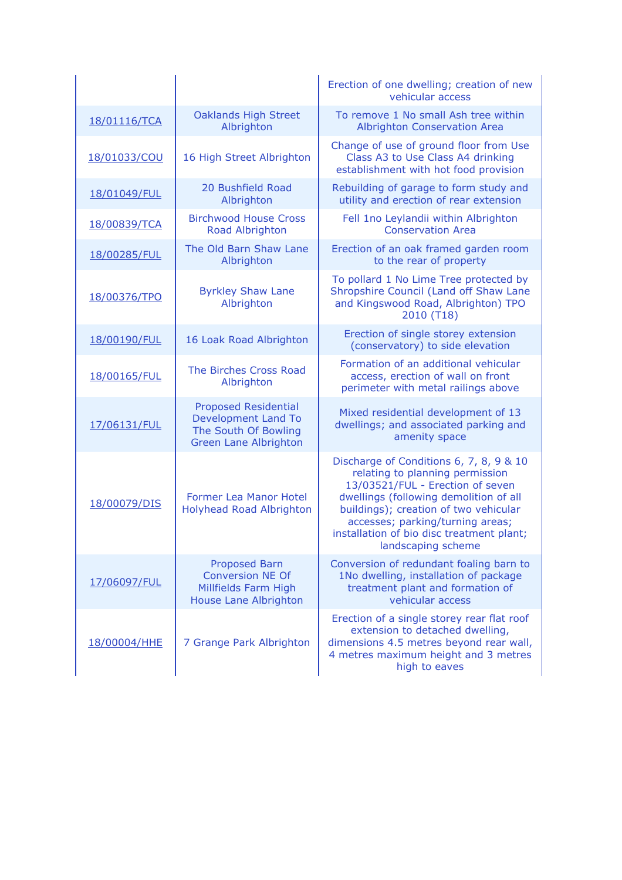| | | |
|---|---|---|
| | | Erection of one dwelling; creation of new vehicular access |
| 18/01116/TCA | Oaklands High Street Albrighton | To remove 1 No small Ash tree within Albrighton Conservation Area |
| 18/01033/COU | 16 High Street Albrighton | Change of use of ground floor from Use Class A3 to Use Class A4 drinking establishment with hot food provision |
| 18/01049/FUL | 20 Bushfield Road Albrighton | Rebuilding of garage to form study and utility and erection of rear extension |
| 18/00839/TCA | Birchwood House Cross Road Albrighton | Fell 1no Leylandii within Albrighton Conservation Area |
| 18/00285/FUL | The Old Barn Shaw Lane Albrighton | Erection of an oak framed garden room to the rear of property |
| 18/00376/TPO | Byrkley Shaw Lane Albrighton | To pollard 1 No Lime Tree protected by Shropshire Council (Land off Shaw Lane and Kingswood Road, Albrighton) TPO 2010 (T18) |
| 18/00190/FUL | 16 Loak Road Albrighton | Erection of single storey extension (conservatory) to side elevation |
| 18/00165/FUL | The Birches Cross Road Albrighton | Formation of an additional vehicular access, erection of wall on front perimeter with metal railings above |
| 17/06131/FUL | Proposed Residential Development Land To The South Of Bowling Green Lane Albrighton | Mixed residential development of 13 dwellings; and associated parking and amenity space |
| 18/00079/DIS | Former Lea Manor Hotel Holyhead Road Albrighton | Discharge of Conditions 6, 7, 8, 9 & 10 relating to planning permission 13/03521/FUL - Erection of seven dwellings (following demolition of all buildings); creation of two vehicular accesses; parking/turning areas; installation of bio disc treatment plant; landscaping scheme |
| 17/06097/FUL | Proposed Barn Conversion NE Of Millfields Farm High House Lane Albrighton | Conversion of redundant foaling barn to 1No dwelling, installation of package treatment plant and formation of vehicular access |
| 18/00004/HHE | 7 Grange Park Albrighton | Erection of a single storey rear flat roof extension to detached dwelling, dimensions 4.5 metres beyond rear wall, 4 metres maximum height and 3 metres high to eaves |